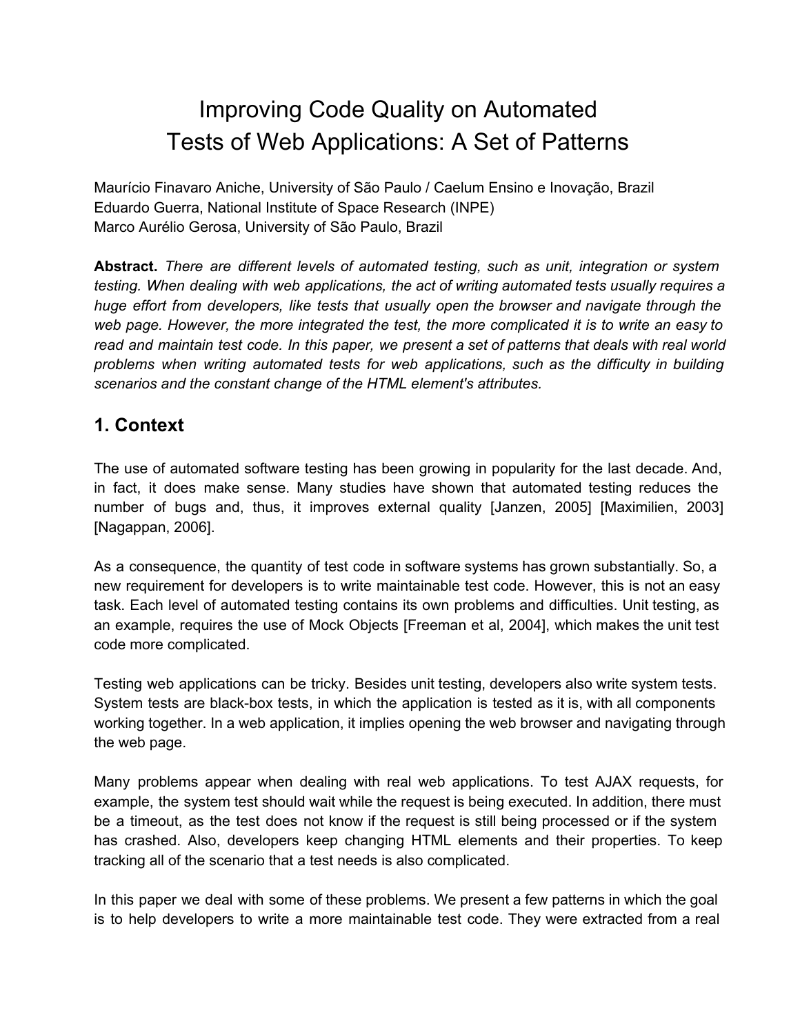# Improving Code Quality on Automated Tests of Web Applications: A Set of Patterns

Maurício Finavaro Aniche, University of São Paulo / Caelum Ensino e Inovação, Brazil
Eduardo Guerra, National Institute of Space Research (INPE)
Marco Aurélio Gerosa, University of São Paulo, Brazil

**Abstract.** *There are different levels of automated testing, such as unit, integration or system testing. When dealing with web applications, the act of writing automated tests usually requires a huge effort from developers, like tests that usually open the browser and navigate through the web page. However, the more integrated the test, the more complicated it is to write an easy to read and maintain test code. In this paper, we present a set of patterns that deals with real world problems when writing automated tests for web applications, such as the difficulty in building scenarios and the constant change of the HTML element's attributes.*

## 1. Context

The use of automated software testing has been growing in popularity for the last decade. And, in fact, it does make sense. Many studies have shown that automated testing reduces the number of bugs and, thus, it improves external quality [Janzen, 2005] [Maximilien, 2003] [Nagappan, 2006].

As a consequence, the quantity of test code in software systems has grown substantially. So, a new requirement for developers is to write maintainable test code. However, this is not an easy task. Each level of automated testing contains its own problems and difficulties. Unit testing, as an example, requires the use of Mock Objects [Freeman et al, 2004], which makes the unit test code more complicated.

Testing web applications can be tricky. Besides unit testing, developers also write system tests. System tests are black-box tests, in which the application is tested as it is, with all components working together. In a web application, it implies opening the web browser and navigating through the web page.

Many problems appear when dealing with real web applications. To test AJAX requests, for example, the system test should wait while the request is being executed. In addition, there must be a timeout, as the test does not know if the request is still being processed or if the system has crashed. Also, developers keep changing HTML elements and their properties. To keep tracking all of the scenario that a test needs is also complicated.

In this paper we deal with some of these problems. We present a few patterns in which the goal is to help developers to write a more maintainable test code. They were extracted from a real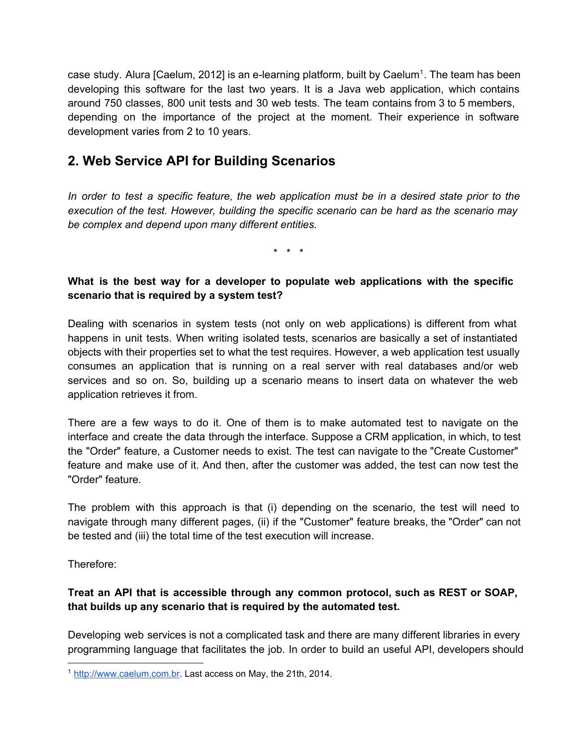case study. Alura [Caelum, 2012] is an e-learning platform, built by Caelum[1]. The team has been developing this software for the last two years. It is a Java web application, which contains around 750 classes, 800 unit tests and 30 web tests. The team contains from 3 to 5 members, depending on the importance of the project at the moment. Their experience in software development varies from 2 to 10 years.

## 2. Web Service API for Building Scenarios

*In order to test a specific feature, the web application must be in a desired state prior to the execution of the test. However, building the specific scenario can be hard as the scenario may be complex and depend upon many different entities.*

\* \* \*

**What is the best way for a developer to populate web applications with the specific scenario that is required by a system test?**

Dealing with scenarios in system tests (not only on web applications) is different from what happens in unit tests. When writing isolated tests, scenarios are basically a set of instantiated objects with their properties set to what the test requires. However, a web application test usually consumes an application that is running on a real server with real databases and/or web services and so on. So, building up a scenario means to insert data on whatever the web application retrieves it from.

There are a few ways to do it. One of them is to make automated test to navigate on the interface and create the data through the interface. Suppose a CRM application, in which, to test the "Order" feature, a Customer needs to exist. The test can navigate to the "Create Customer" feature and make use of it. And then, after the customer was added, the test can now test the "Order" feature.

The problem with this approach is that (i) depending on the scenario, the test will need to navigate through many different pages, (ii) if the "Customer" feature breaks, the "Order" can not be tested and (iii) the total time of the test execution will increase.

Therefore:

**Treat an API that is accessible through any common protocol, such as REST or SOAP, that builds up any scenario that is required by the automated test.**

Developing web services is not a complicated task and there are many different libraries in every programming language that facilitates the job. In order to build an useful API, developers should

[1] http://www.caelum.com.br. Last access on May, the 21th, 2014.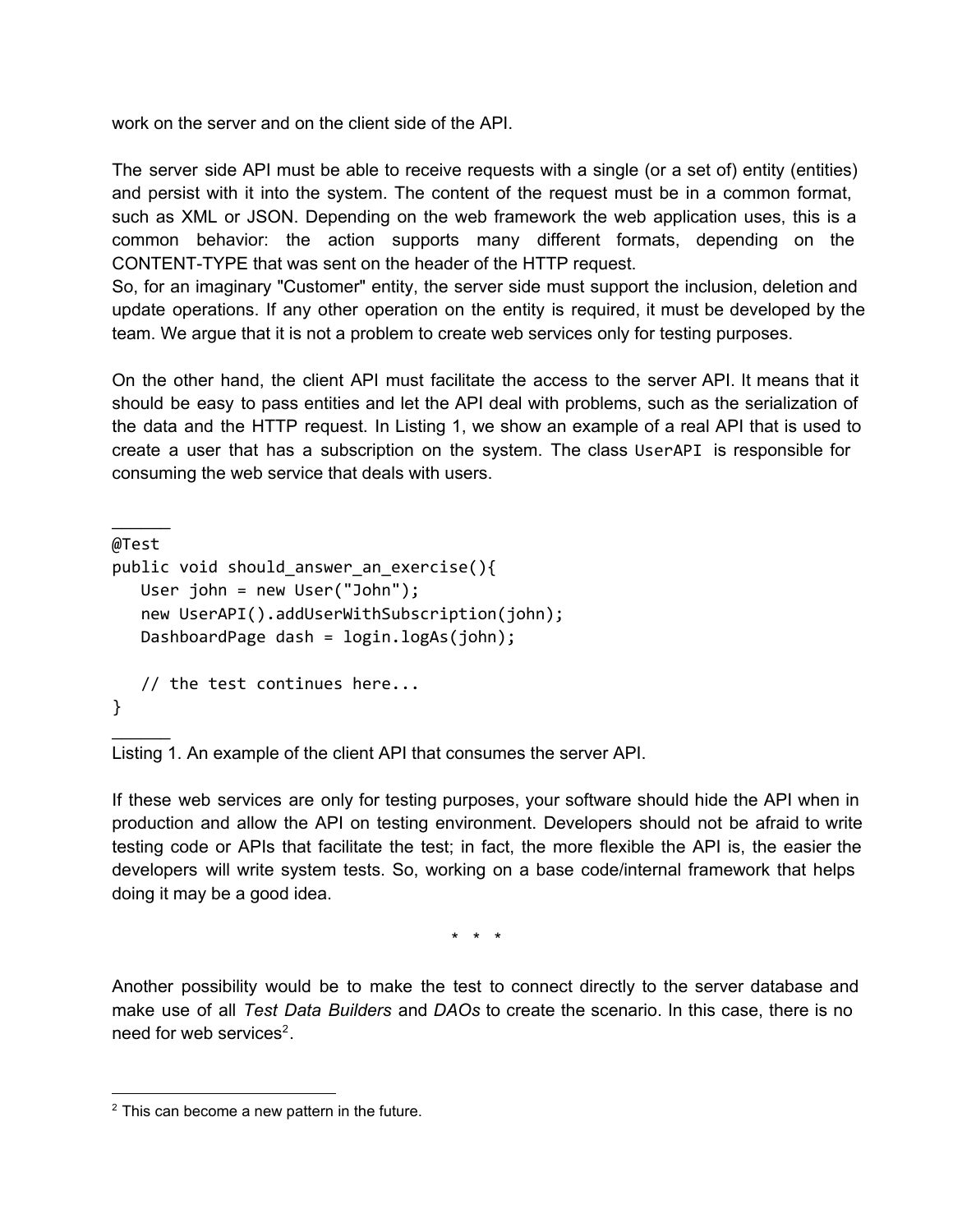work on the server and on the client side of the API.

The server side API must be able to receive requests with a single (or a set of) entity (entities) and persist with it into the system. The content of the request must be in a common format, such as XML or JSON. Depending on the web framework the web application uses, this is a common behavior: the action supports many different formats, depending on the CONTENT-TYPE that was sent on the header of the HTTP request.
So, for an imaginary "Customer" entity, the server side must support the inclusion, deletion and update operations. If any other operation on the entity is required, it must be developed by the team. We argue that it is not a problem to create web services only for testing purposes.

On the other hand, the client API must facilitate the access to the server API. It means that it should be easy to pass entities and let the API deal with problems, such as the serialization of the data and the HTTP request. In Listing 1, we show an example of a real API that is used to create a user that has a subscription on the system. The class `UserAPI` is responsible for consuming the web service that deals with users.

```
@Test
public void should_answer_an_exercise(){
   User john = new User("John");
   new UserAPI().addUserWithSubscription(john);
   DashboardPage dash = login.logAs(john);

   // the test continues here...
}
```

Listing 1. An example of the client API that consumes the server API.

If these web services are only for testing purposes, your software should hide the API when in production and allow the API on testing environment. Developers should not be afraid to write testing code or APIs that facilitate the test; in fact, the more flexible the API is, the easier the developers will write system tests. So, working on a base code/internal framework that helps doing it may be a good idea.

\* \* \*

Another possibility would be to make the test to connect directly to the server database and make use of all *Test Data Builders* and *DAOs* to create the scenario. In this case, there is no need for web services[2].

---

[2] This can become a new pattern in the future.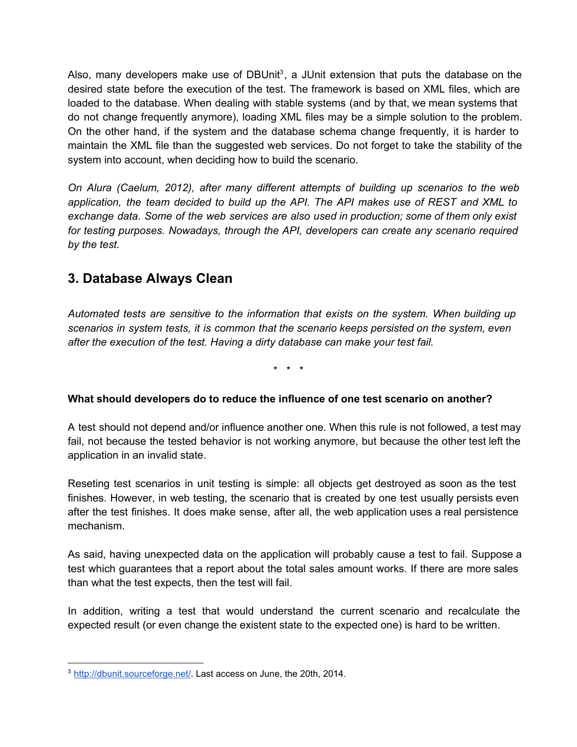Also, many developers make use of DBUnit[3], a JUnit extension that puts the database on the desired state before the execution of the test. The framework is based on XML files, which are loaded to the database. When dealing with stable systems (and by that, we mean systems that do not change frequently anymore), loading XML files may be a simple solution to the problem. On the other hand, if the system and the database schema change frequently, it is harder to maintain the XML file than the suggested web services. Do not forget to take the stability of the system into account, when deciding how to build the scenario.

*On Alura (Caelum, 2012), after many different attempts of building up scenarios to the web application, the team decided to build up the API. The API makes use of REST and XML to exchange data. Some of the web services are also used in production; some of them only exist for testing purposes. Nowadays, through the API, developers can create any scenario required by the test.*

## 3. Database Always Clean

*Automated tests are sensitive to the information that exists on the system. When building up scenarios in system tests, it is common that the scenario keeps persisted on the system, even after the execution of the test. Having a dirty database can make your test fail.*

\* \* \*

**What should developers do to reduce the influence of one test scenario on another?**

A test should not depend and/or influence another one. When this rule is not followed, a test may fail, not because the tested behavior is not working anymore, but because the other test left the application in an invalid state.

Reseting test scenarios in unit testing is simple: all objects get destroyed as soon as the test finishes. However, in web testing, the scenario that is created by one test usually persists even after the test finishes. It does make sense, after all, the web application uses a real persistence mechanism.

As said, having unexpected data on the application will probably cause a test to fail. Suppose a test which guarantees that a report about the total sales amount works. If there are more sales than what the test expects, then the test will fail.

In addition, writing a test that would understand the current scenario and recalculate the expected result (or even change the existent state to the expected one) is hard to be written.

---

[3] http://dbunit.sourceforge.net/. Last access on June, the 20th, 2014.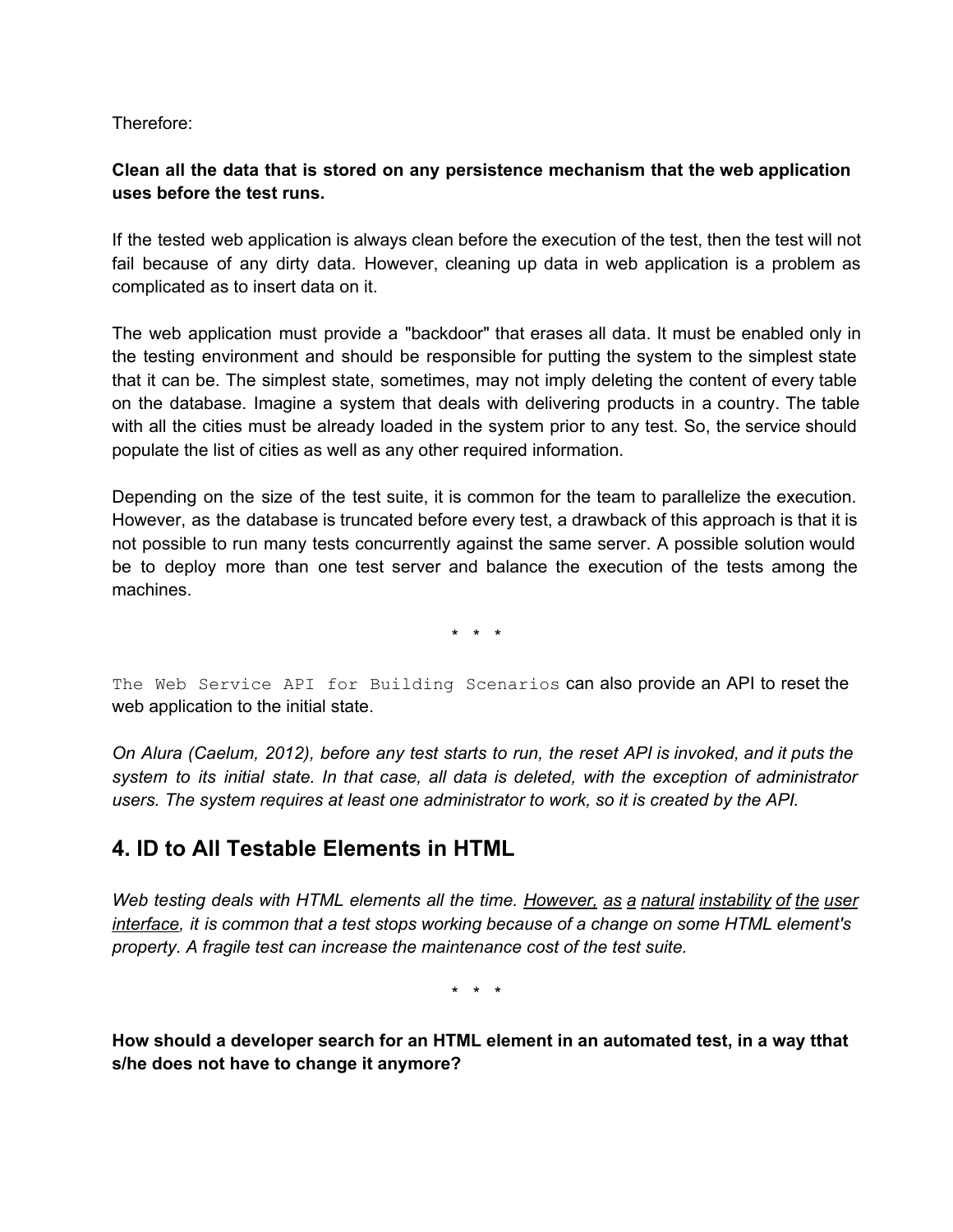Therefore:

**Clean all the data that is stored on any persistence mechanism that the web application uses before the test runs.**

If the tested web application is always clean before the execution of the test, then the test will not fail because of any dirty data. However, cleaning up data in web application is a problem as complicated as to insert data on it.

The web application must provide a "backdoor" that erases all data. It must be enabled only in the testing environment and should be responsible for putting the system to the simplest state that it can be. The simplest state, sometimes, may not imply deleting the content of every table on the database. Imagine a system that deals with delivering products in a country. The table with all the cities must be already loaded in the system prior to any test. So, the service should populate the list of cities as well as any other required information.

Depending on the size of the test suite, it is common for the team to parallelize the execution. However, as the database is truncated before every test, a drawback of this approach is that it is not possible to run many tests concurrently against the same server. A possible solution would be to deploy more than one test server and balance the execution of the tests among the machines.

\* \* \*

`The Web Service API for Building Scenarios` can also provide an API to reset the web application to the initial state.

*On Alura (Caelum, 2012), before any test starts to run, the reset API is invoked, and it puts the system to its initial state. In that case, all data is deleted, with the exception of administrator users. The system requires at least one administrator to work, so it is created by the API.*

## 4. ID to All Testable Elements in HTML

*Web testing deals with HTML elements all the time. However, as a natural instability of the user interface, it is common that a test stops working because of a change on some HTML element's property. A fragile test can increase the maintenance cost of the test suite.*

\* \* \*

**How should a developer search for an HTML element in an automated test, in a way tthat s/he does not have to change it anymore?**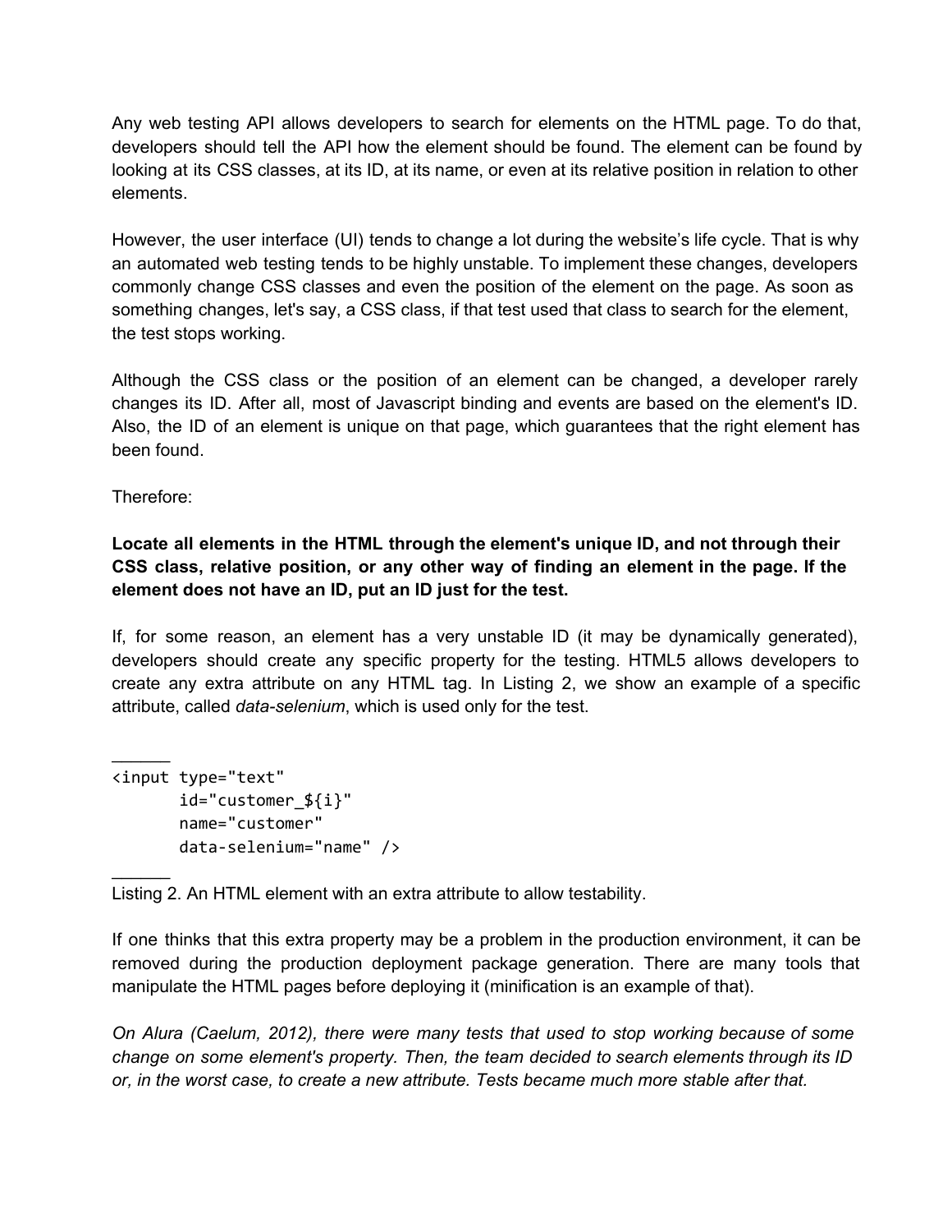Any web testing API allows developers to search for elements on the HTML page. To do that, developers should tell the API how the element should be found. The element can be found by looking at its CSS classes, at its ID, at its name, or even at its relative position in relation to other elements.

However, the user interface (UI) tends to change a lot during the website's life cycle. That is why an automated web testing tends to be highly unstable. To implement these changes, developers commonly change CSS classes and even the position of the element on the page. As soon as something changes, let's say, a CSS class, if that test used that class to search for the element, the test stops working.

Although the CSS class or the position of an element can be changed, a developer rarely changes its ID. After all, most of Javascript binding and events are based on the element's ID. Also, the ID of an element is unique on that page, which guarantees that the right element has been found.

Therefore:

**Locate all elements in the HTML through the element's unique ID, and not through their CSS class, relative position, or any other way of finding an element in the page. If the element does not have an ID, put an ID just for the test.**

If, for some reason, an element has a very unstable ID (it may be dynamically generated), developers should create any specific property for the testing. HTML5 allows developers to create any extra attribute on any HTML tag. In Listing 2, we show an example of a specific attribute, called *data-selenium*, which is used only for the test.

```
<input type="text"
       id="customer_${i}"
       name="customer"
       data-selenium="name" />
```

Listing 2. An HTML element with an extra attribute to allow testability.

If one thinks that this extra property may be a problem in the production environment, it can be removed during the production deployment package generation. There are many tools that manipulate the HTML pages before deploying it (minification is an example of that).

*On Alura (Caelum, 2012), there were many tests that used to stop working because of some change on some element's property. Then, the team decided to search elements through its ID or, in the worst case, to create a new attribute. Tests became much more stable after that.*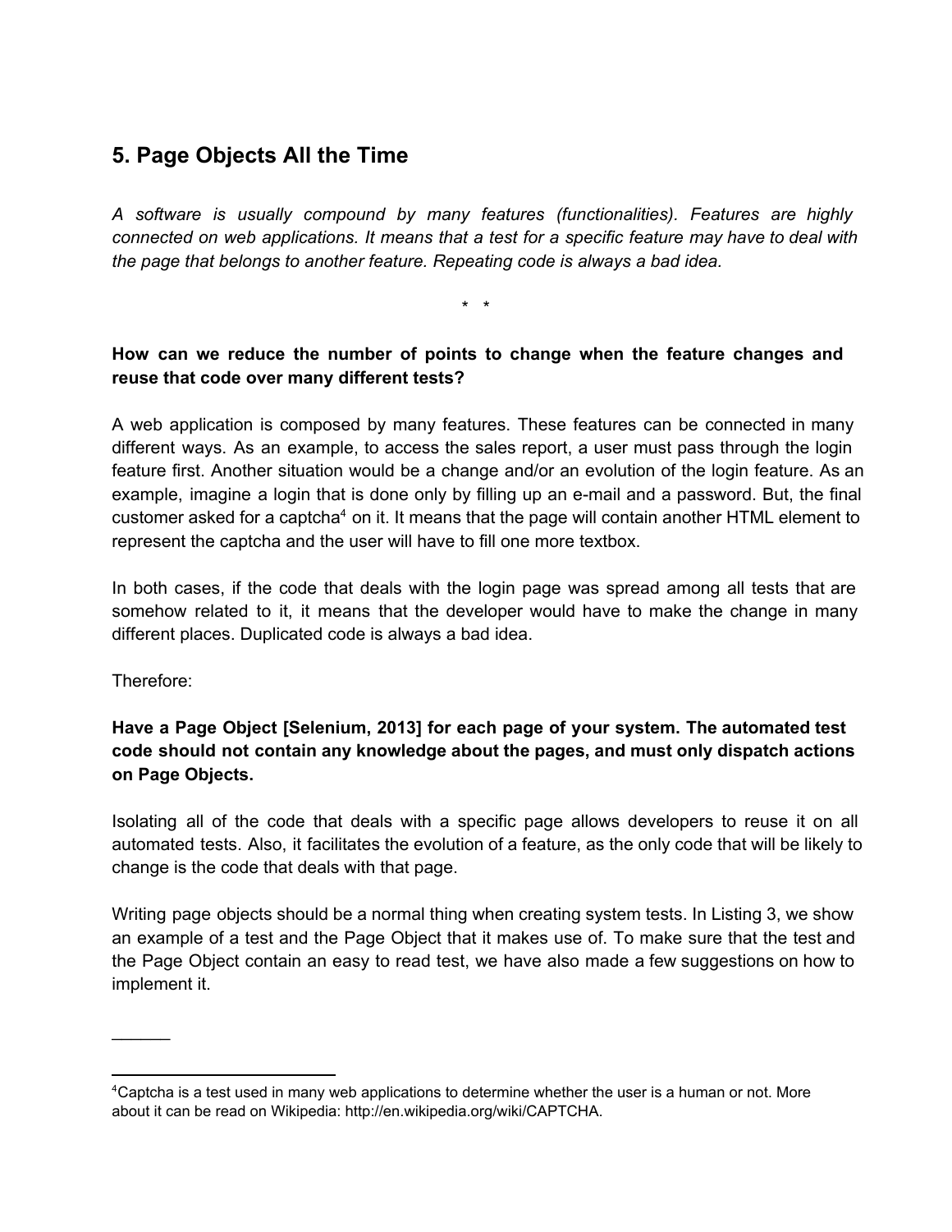## 5. Page Objects All the Time

*A software is usually compound by many features (functionalities). Features are highly connected on web applications. It means that a test for a specific feature may have to deal with the page that belongs to another feature. Repeating code is always a bad idea.*

\* \*

**How can we reduce the number of points to change when the feature changes and reuse that code over many different tests?**

A web application is composed by many features. These features can be connected in many different ways. As an example, to access the sales report, a user must pass through the login feature first. Another situation would be a change and/or an evolution of the login feature. As an example, imagine a login that is done only by filling up an e-mail and a password. But, the final customer asked for a captcha[4] on it. It means that the page will contain another HTML element to represent the captcha and the user will have to fill one more textbox.

In both cases, if the code that deals with the login page was spread among all tests that are somehow related to it, it means that the developer would have to make the change in many different places. Duplicated code is always a bad idea.

Therefore:

**Have a Page Object [Selenium, 2013] for each page of your system. The automated test code should not contain any knowledge about the pages, and must only dispatch actions on Page Objects.**

Isolating all of the code that deals with a specific page allows developers to reuse it on all automated tests. Also, it facilitates the evolution of a feature, as the only code that will be likely to change is the code that deals with that page.

Writing page objects should be a normal thing when creating system tests. In Listing 3, we show an example of a test and the Page Object that it makes use of. To make sure that the test and the Page Object contain an easy to read test, we have also made a few suggestions on how to implement it.

______

---

[4] Captcha is a test used in many web applications to determine whether the user is a human or not. More about it can be read on Wikipedia: http://en.wikipedia.org/wiki/CAPTCHA.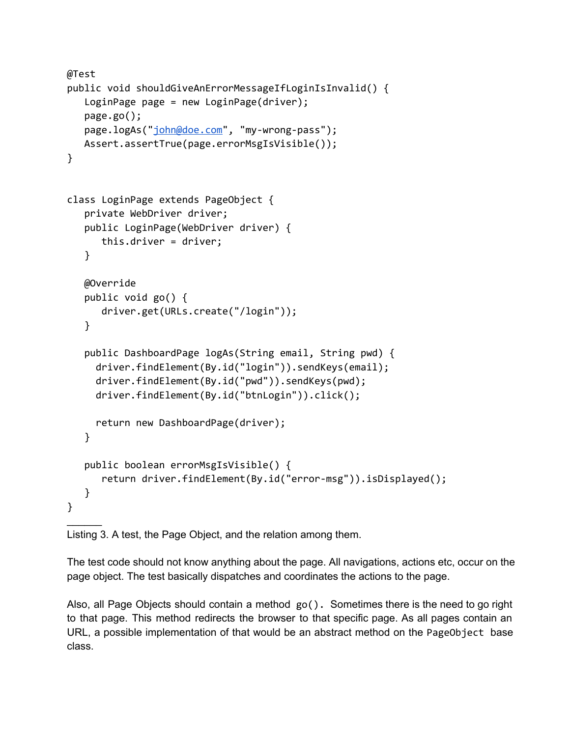```java
@Test
public void shouldGiveAnErrorMessageIfLoginIsInvalid() {
   LoginPage page = new LoginPage(driver);
   page.go();
   page.logAs("john@doe.com", "my-wrong-pass");
   Assert.assertTrue(page.errorMsgIsVisible());
}


class LoginPage extends PageObject {
   private WebDriver driver;
   public LoginPage(WebDriver driver) {
      this.driver = driver;
   }

   @Override
   public void go() {
      driver.get(URLs.create("/login"));
   }

   public DashboardPage logAs(String email, String pwd) {
     driver.findElement(By.id("login")).sendKeys(email);
     driver.findElement(By.id("pwd")).sendKeys(pwd);
     driver.findElement(By.id("btnLogin")).click();

     return new DashboardPage(driver);
   }

   public boolean errorMsgIsVisible() {
      return driver.findElement(By.id("error-msg")).isDisplayed();
   }
}
```

Listing 3. A test, the Page Object, and the relation among them.

The test code should not know anything about the page. All navigations, actions etc, occur on the page object. The test basically dispatches and coordinates the actions to the page.

Also, all Page Objects should contain a method `go()`. Sometimes there is the need to go right to that page. This method redirects the browser to that specific page. As all pages contain an URL, a possible implementation of that would be an abstract method on the `PageObject` base class.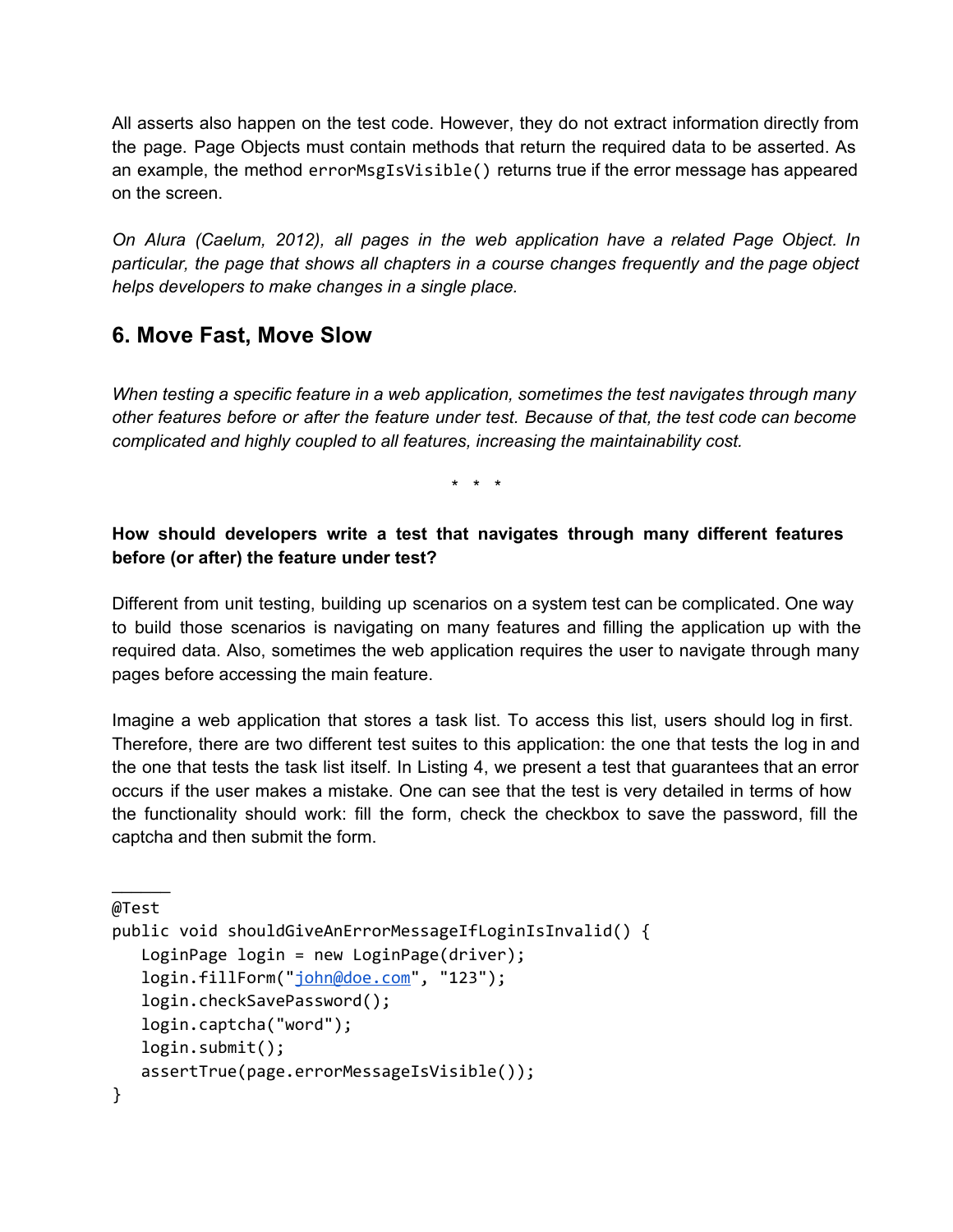All asserts also happen on the test code. However, they do not extract information directly from the page. Page Objects must contain methods that return the required data to be asserted. As an example, the method `errorMsgIsVisible()` returns true if the error message has appeared on the screen.

*On Alura (Caelum, 2012), all pages in the web application have a related Page Object. In particular, the page that shows all chapters in a course changes frequently and the page object helps developers to make changes in a single place.*

## 6. Move Fast, Move Slow

*When testing a specific feature in a web application, sometimes the test navigates through many other features before or after the feature under test. Because of that, the test code can become complicated and highly coupled to all features, increasing the maintainability cost.*

\* \* \*

**How should developers write a test that navigates through many different features before (or after) the feature under test?**

Different from unit testing, building up scenarios on a system test can be complicated. One way to build those scenarios is navigating on many features and filling the application up with the required data. Also, sometimes the web application requires the user to navigate through many pages before accessing the main feature.

Imagine a web application that stores a task list. To access this list, users should log in first. Therefore, there are two different test suites to this application: the one that tests the log in and the one that tests the task list itself. In Listing 4, we present a test that guarantees that an error occurs if the user makes a mistake. One can see that the test is very detailed in terms of how the functionality should work: fill the form, check the checkbox to save the password, fill the captcha and then submit the form.

```
@Test
public void shouldGiveAnErrorMessageIfLoginIsInvalid() {
   LoginPage login = new LoginPage(driver);
   login.fillForm("john@doe.com", "123");
   login.checkSavePassword();
   login.captcha("word");
   login.submit();
   assertTrue(page.errorMessageIsVisible());
}
```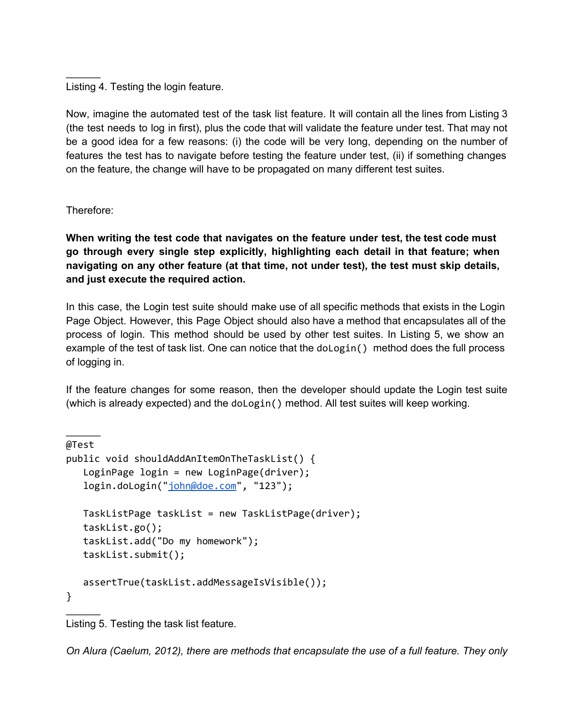______
Listing 4. Testing the login feature.

Now, imagine the automated test of the task list feature. It will contain all the lines from Listing 3 (the test needs to log in first), plus the code that will validate the feature under test. That may not be a good idea for a few reasons: (i) the code will be very long, depending on the number of features the test has to navigate before testing the feature under test, (ii) if something changes on the feature, the change will have to be propagated on many different test suites.

Therefore:

**When writing the test code that navigates on the feature under test, the test code must go through every single step explicitly, highlighting each detail in that feature; when navigating on any other feature (at that time, not under test), the test must skip details, and just execute the required action.**

In this case, the Login test suite should make use of all specific methods that exists in the Login Page Object. However, this Page Object should also have a method that encapsulates all of the process of login. This method should be used by other test suites. In Listing 5, we show an example of the test of task list. One can notice that the `doLogin()` method does the full process of logging in.

If the feature changes for some reason, then the developer should update the Login test suite (which is already expected) and the `doLogin()` method. All test suites will keep working.

______
```
@Test
public void shouldAddAnItemOnTheTaskList() {
   LoginPage login = new LoginPage(driver);
   login.doLogin("john@doe.com", "123");

   TaskListPage taskList = new TaskListPage(driver);
   taskList.go();
   taskList.add("Do my homework");
   taskList.submit();

   assertTrue(taskList.addMessageIsVisible());
}
```
______
Listing 5. Testing the task list feature.

*On Alura (Caelum, 2012), there are methods that encapsulate the use of a full feature. They only*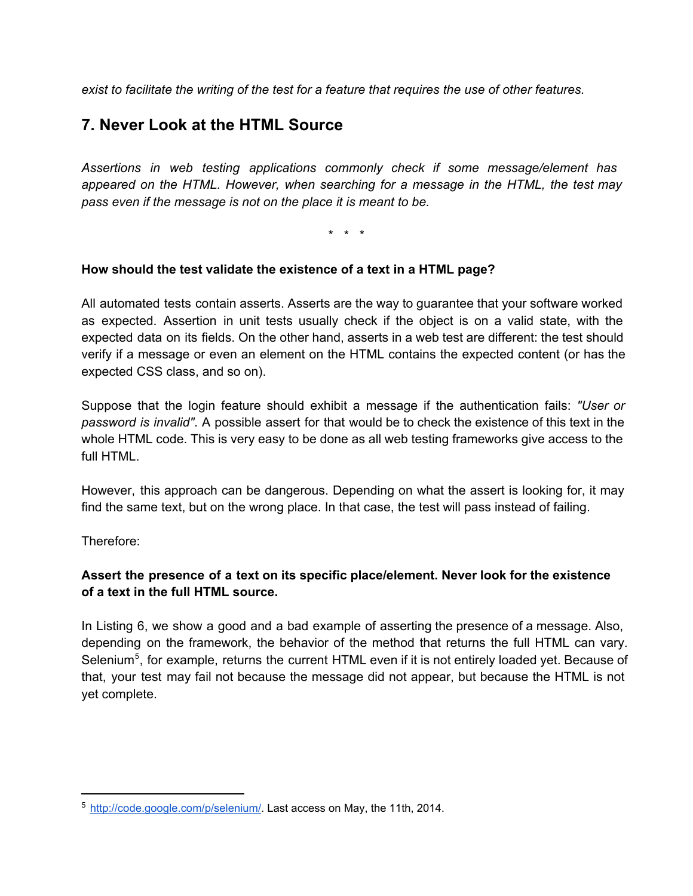*exist to facilitate the writing of the test for a feature that requires the use of other features.*

## 7. Never Look at the HTML Source

*Assertions in web testing applications commonly check if some message/element has appeared on the HTML. However, when searching for a message in the HTML, the test may pass even if the message is not on the place it is meant to be.*

\* \* \*

**How should the test validate the existence of a text in a HTML page?**

All automated tests contain asserts. Asserts are the way to guarantee that your software worked as expected. Assertion in unit tests usually check if the object is on a valid state, with the expected data on its fields. On the other hand, asserts in a web test are different: the test should verify if a message or even an element on the HTML contains the expected content (or has the expected CSS class, and so on).

Suppose that the login feature should exhibit a message if the authentication fails: *"User or password is invalid"*. A possible assert for that would be to check the existence of this text in the whole HTML code. This is very easy to be done as all web testing frameworks give access to the full HTML.

However, this approach can be dangerous. Depending on what the assert is looking for, it may find the same text, but on the wrong place. In that case, the test will pass instead of failing.

Therefore:

**Assert the presence of a text on its specific place/element. Never look for the existence of a text in the full HTML source.**

In Listing 6, we show a good and a bad example of asserting the presence of a message. Also, depending on the framework, the behavior of the method that returns the full HTML can vary. Selenium[5], for example, returns the current HTML even if it is not entirely loaded yet. Because of that, your test may fail not because the message did not appear, but because the HTML is not yet complete.

---

[5] http://code.google.com/p/selenium/. Last access on May, the 11th, 2014.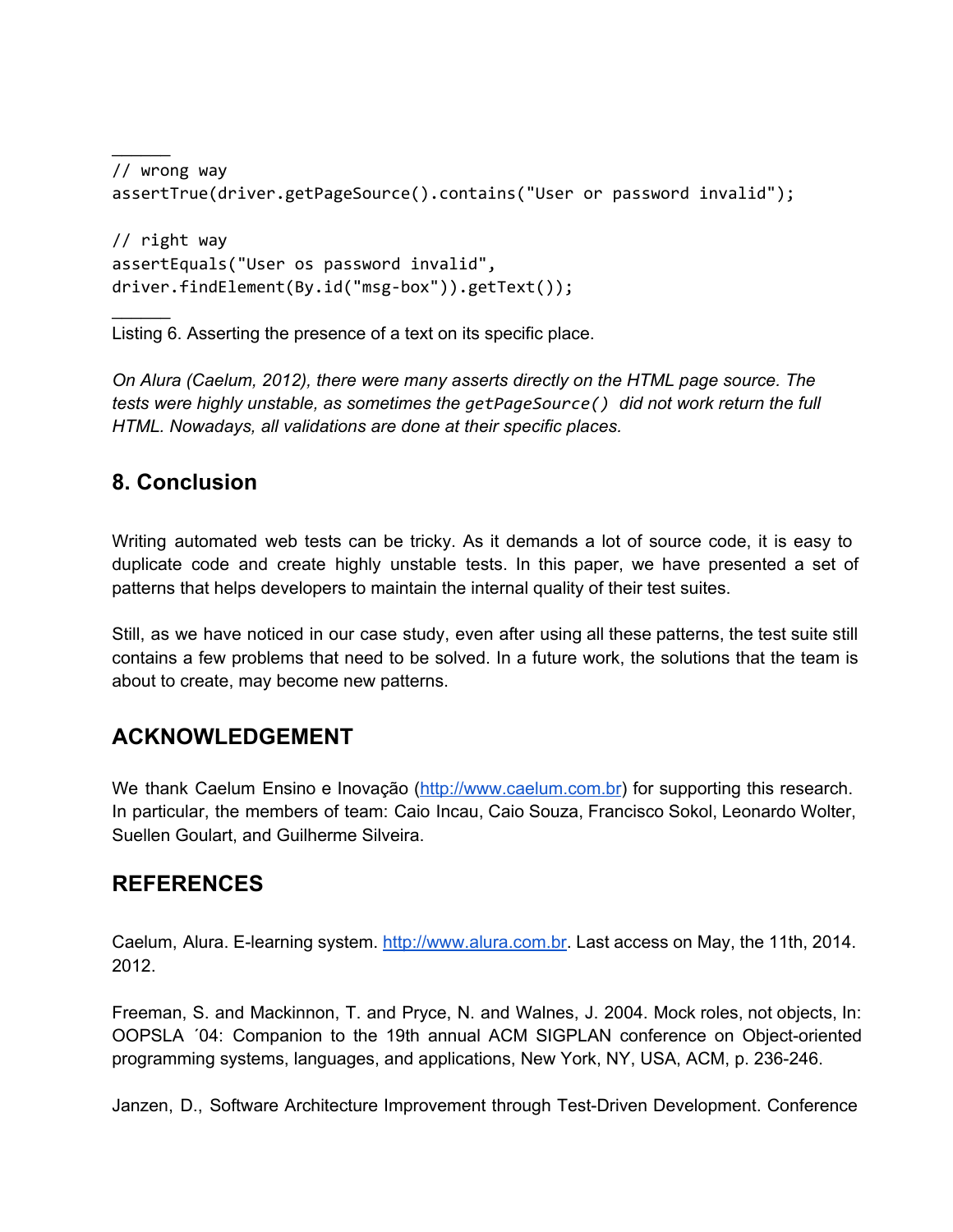```
// wrong way
assertTrue(driver.getPageSource().contains("User or password invalid");

// right way
assertEquals("User os password invalid",
driver.findElement(By.id("msg-box")).getText());
```

Listing 6. Asserting the presence of a text on its specific place.

*On Alura (Caelum, 2012), there were many asserts directly on the HTML page source. The tests were highly unstable, as sometimes the `getPageSource()` did not work return the full HTML. Nowadays, all validations are done at their specific places.*

## 8. Conclusion

Writing automated web tests can be tricky. As it demands a lot of source code, it is easy to duplicate code and create highly unstable tests. In this paper, we have presented a set of patterns that helps developers to maintain the internal quality of their test suites.

Still, as we have noticed in our case study, even after using all these patterns, the test suite still contains a few problems that need to be solved. In a future work, the solutions that the team is about to create, may become new patterns.

## ACKNOWLEDGEMENT

We thank Caelum Ensino e Inovação (http://www.caelum.com.br) for supporting this research. In particular, the members of team: Caio Incau, Caio Souza, Francisco Sokol, Leonardo Wolter, Suellen Goulart, and Guilherme Silveira.

## REFERENCES

Caelum, Alura. E-learning system. http://www.alura.com.br. Last access on May, the 11th, 2014. 2012.

Freeman, S. and Mackinnon, T. and Pryce, N. and Walnes, J. 2004. Mock roles, not objects, In: OOPSLA ´04: Companion to the 19th annual ACM SIGPLAN conference on Object-oriented programming systems, languages, and applications, New York, NY, USA, ACM, p. 236-246.

Janzen, D., Software Architecture Improvement through Test-Driven Development. Conference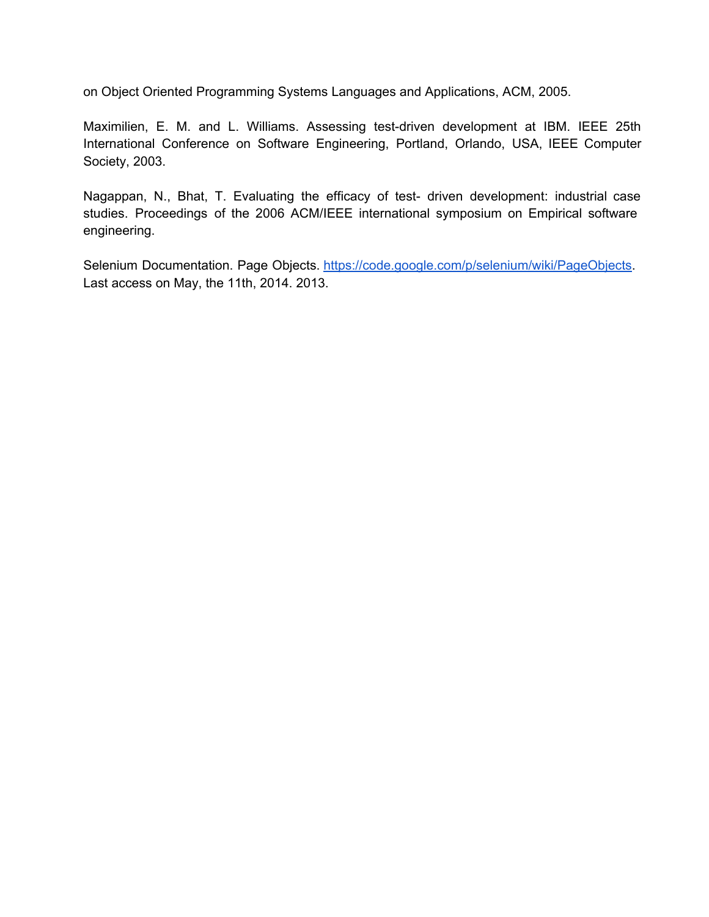on Object Oriented Programming Systems Languages and Applications, ACM, 2005.

Maximilien, E. M. and L. Williams. Assessing test-driven development at IBM. IEEE 25th International Conference on Software Engineering, Portland, Orlando, USA, IEEE Computer Society, 2003.

Nagappan, N., Bhat, T. Evaluating the efficacy of test- driven development: industrial case studies. Proceedings of the 2006 ACM/IEEE international symposium on Empirical software engineering.

Selenium Documentation. Page Objects. https://code.google.com/p/selenium/wiki/PageObjects. Last access on May, the 11th, 2014. 2013.